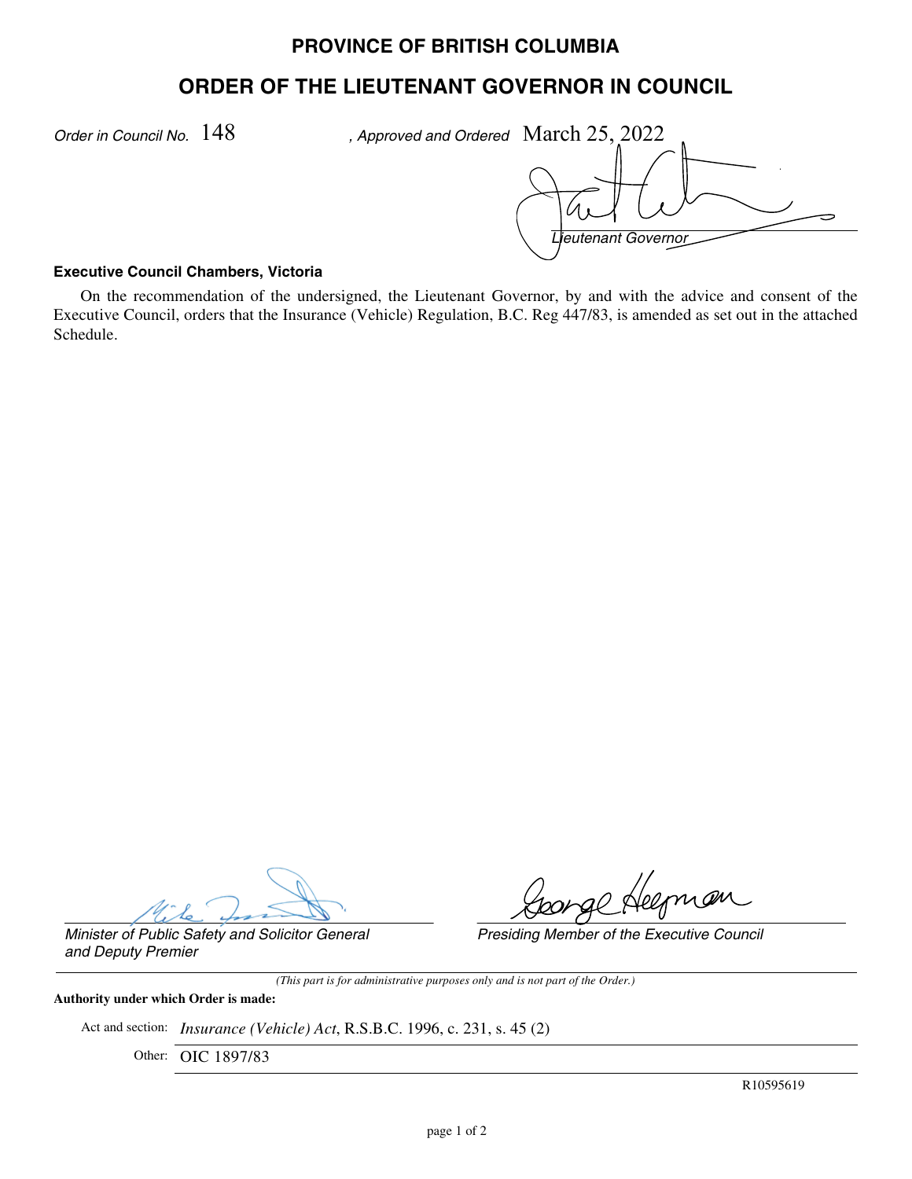# PROVINCE OF BRITISH COLUMBIA

## ORDER OF THE LIEUTENANT GOVERNOR IN COUNCIL

*Order in Council No.* 148 *, Approved and Ordered* March 25, 2022

*Lieutenant Governor*

**Executive Council Chambers, Victoria**

On the recommendation of the undersigned, the Lieutenant Governor, by and with the advice and consent of the Executive Council, orders that the Insurance (Vehicle) Regulation, B.C. Reg 447/83, is amended as set out in the attached Schedule.

*Minister of Public Safety and Solicitor General and Deputy Premier*

*Presiding Member of the Executive Council*

*(This part is for administrative purposes only and is not part of the Order.)*

**Authority under which Order is made:**

Act and section: *Insurance (Vehicle) Act*, R.S.B.C. 1996, c. 231, s. 45 (2)

Other: OIC 1897/83

R10595619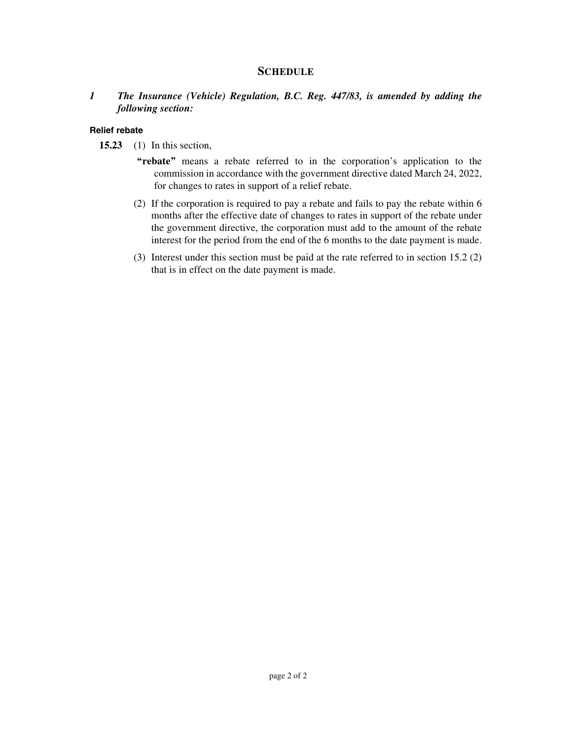# SCHEDULE

***1 The Insurance (Vehicle) Regulation, B.C. Reg. 447/83, is amended by adding the following section:***

**Relief rebate**

**15.23** (1) In this section,

**"rebate"** means a rebate referred to in the corporation's application to the commission in accordance with the government directive dated March 24, 2022, for changes to rates in support of a relief rebate.

(2) If the corporation is required to pay a rebate and fails to pay the rebate within 6 months after the effective date of changes to rates in support of the rebate under the government directive, the corporation must add to the amount of the rebate interest for the period from the end of the 6 months to the date payment is made.

(3) Interest under this section must be paid at the rate referred to in section 15.2 (2) that is in effect on the date payment is made.